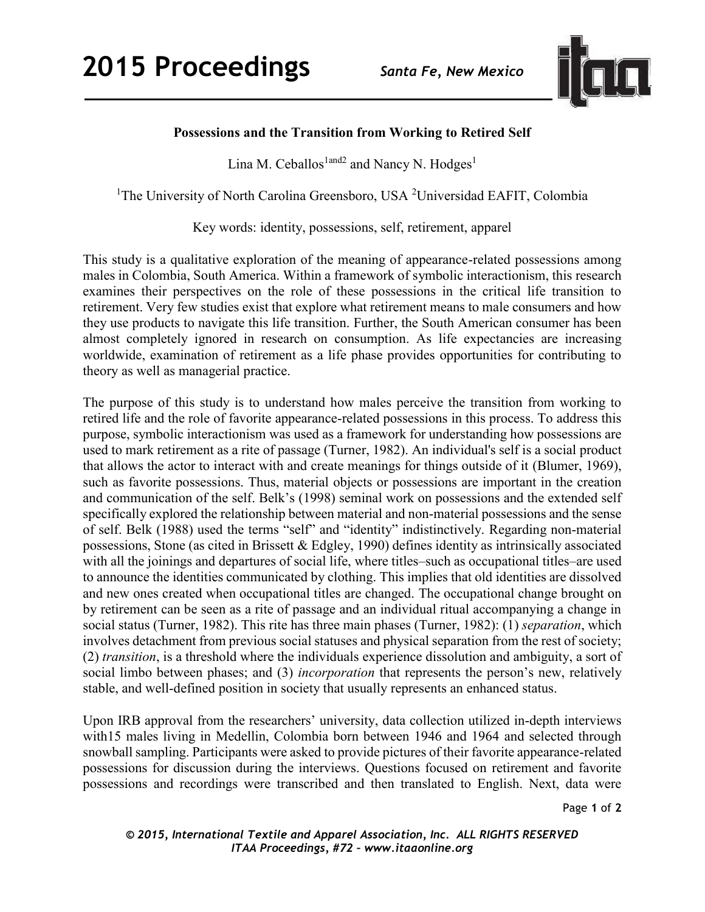## Possessions and the Transition from Working to Retired Self

Lina M. Ceballos[1and2] and Nancy N. Hodges[1]

[1]The University of North Carolina Greensboro, USA [2]Universidad EAFIT, Colombia

Key words: identity, possessions, self, retirement, apparel

This study is a qualitative exploration of the meaning of appearance-related possessions among males in Colombia, South America. Within a framework of symbolic interactionism, this research examines their perspectives on the role of these possessions in the critical life transition to retirement. Very few studies exist that explore what retirement means to male consumers and how they use products to navigate this life transition. Further, the South American consumer has been almost completely ignored in research on consumption. As life expectancies are increasing worldwide, examination of retirement as a life phase provides opportunities for contributing to theory as well as managerial practice.

The purpose of this study is to understand how males perceive the transition from working to retired life and the role of favorite appearance-related possessions in this process. To address this purpose, symbolic interactionism was used as a framework for understanding how possessions are used to mark retirement as a rite of passage (Turner, 1982). An individual's self is a social product that allows the actor to interact with and create meanings for things outside of it (Blumer, 1969), such as favorite possessions. Thus, material objects or possessions are important in the creation and communication of the self. Belk's (1998) seminal work on possessions and the extended self specifically explored the relationship between material and non-material possessions and the sense of self. Belk (1988) used the terms "self" and "identity" indistinctively. Regarding non-material possessions, Stone (as cited in Brissett & Edgley, 1990) defines identity as intrinsically associated with all the joinings and departures of social life, where titles–such as occupational titles–are used to announce the identities communicated by clothing. This implies that old identities are dissolved and new ones created when occupational titles are changed. The occupational change brought on by retirement can be seen as a rite of passage and an individual ritual accompanying a change in social status (Turner, 1982). This rite has three main phases (Turner, 1982): (1) *separation*, which involves detachment from previous social statuses and physical separation from the rest of society; (2) *transition*, is a threshold where the individuals experience dissolution and ambiguity, a sort of social limbo between phases; and (3) *incorporation* that represents the person's new, relatively stable, and well-defined position in society that usually represents an enhanced status.

Upon IRB approval from the researchers' university, data collection utilized in-depth interviews with15 males living in Medellin, Colombia born between 1946 and 1964 and selected through snowball sampling. Participants were asked to provide pictures of their favorite appearance-related possessions for discussion during the interviews. Questions focused on retirement and favorite possessions and recordings were transcribed and then translated to English. Next, data were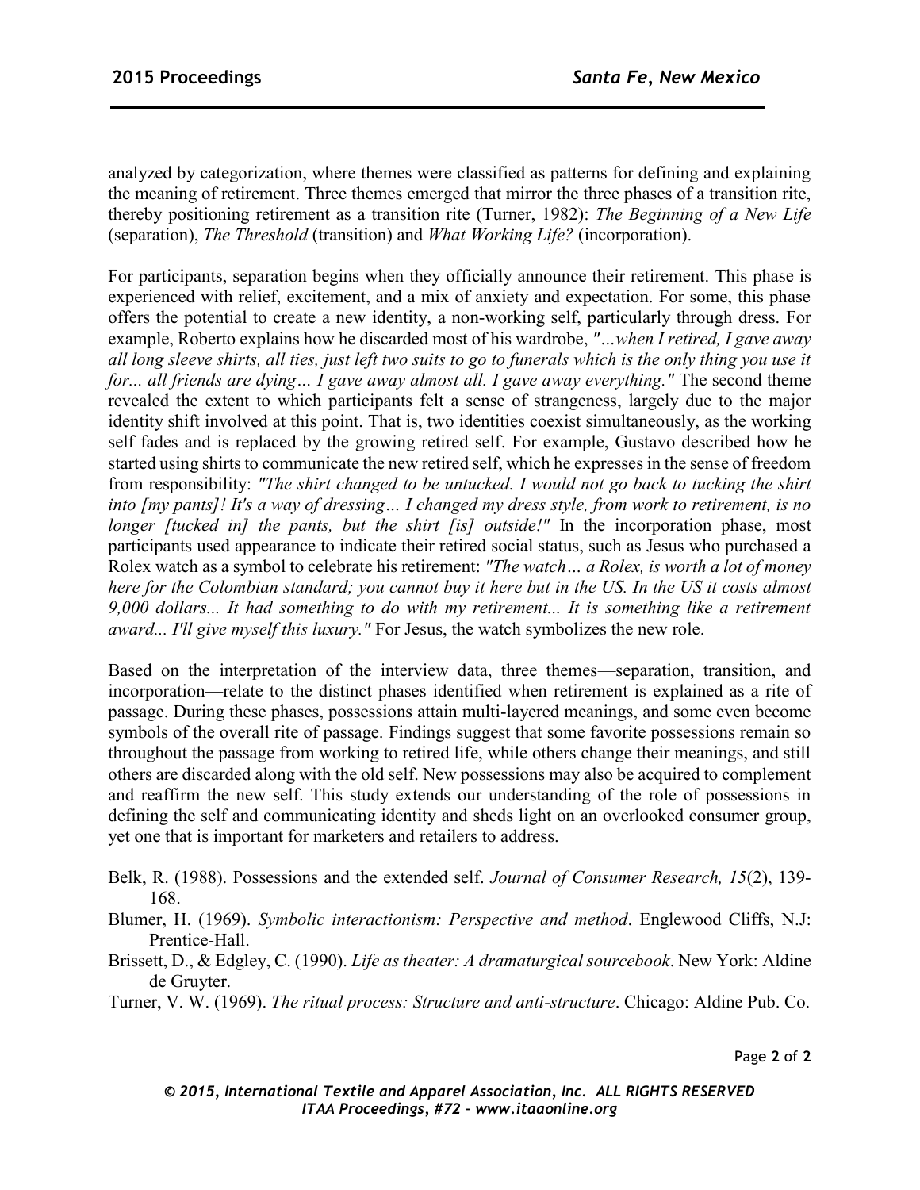analyzed by categorization, where themes were classified as patterns for defining and explaining the meaning of retirement. Three themes emerged that mirror the three phases of a transition rite, thereby positioning retirement as a transition rite (Turner, 1982): *The Beginning of a New Life* (separation), *The Threshold* (transition) and *What Working Life?* (incorporation).

For participants, separation begins when they officially announce their retirement. This phase is experienced with relief, excitement, and a mix of anxiety and expectation. For some, this phase offers the potential to create a new identity, a non-working self, particularly through dress. For example, Roberto explains how he discarded most of his wardrobe, *"…when I retired, I gave away all long sleeve shirts, all ties, just left two suits to go to funerals which is the only thing you use it for... all friends are dying… I gave away almost all. I gave away everything."* The second theme revealed the extent to which participants felt a sense of strangeness, largely due to the major identity shift involved at this point. That is, two identities coexist simultaneously, as the working self fades and is replaced by the growing retired self. For example, Gustavo described how he started using shirts to communicate the new retired self, which he expresses in the sense of freedom from responsibility: *"The shirt changed to be untucked. I would not go back to tucking the shirt into [my pants]! It's a way of dressing… I changed my dress style, from work to retirement, is no longer [tucked in] the pants, but the shirt [is] outside!"* In the incorporation phase, most participants used appearance to indicate their retired social status, such as Jesus who purchased a Rolex watch as a symbol to celebrate his retirement: *"The watch… a Rolex, is worth a lot of money here for the Colombian standard; you cannot buy it here but in the US. In the US it costs almost 9,000 dollars... It had something to do with my retirement... It is something like a retirement award... I'll give myself this luxury."* For Jesus, the watch symbolizes the new role.

Based on the interpretation of the interview data, three themes—separation, transition, and incorporation—relate to the distinct phases identified when retirement is explained as a rite of passage. During these phases, possessions attain multi-layered meanings, and some even become symbols of the overall rite of passage. Findings suggest that some favorite possessions remain so throughout the passage from working to retired life, while others change their meanings, and still others are discarded along with the old self. New possessions may also be acquired to complement and reaffirm the new self. This study extends our understanding of the role of possessions in defining the self and communicating identity and sheds light on an overlooked consumer group, yet one that is important for marketers and retailers to address.

Belk, R. (1988). Possessions and the extended self. *Journal of Consumer Research, 15*(2), 139-168.

Blumer, H. (1969). *Symbolic interactionism: Perspective and method*. Englewood Cliffs, N.J: Prentice-Hall.

Brissett, D., & Edgley, C. (1990). *Life as theater: A dramaturgical sourcebook*. New York: Aldine de Gruyter.

Turner, V. W. (1969). *The ritual process: Structure and anti-structure*. Chicago: Aldine Pub. Co.